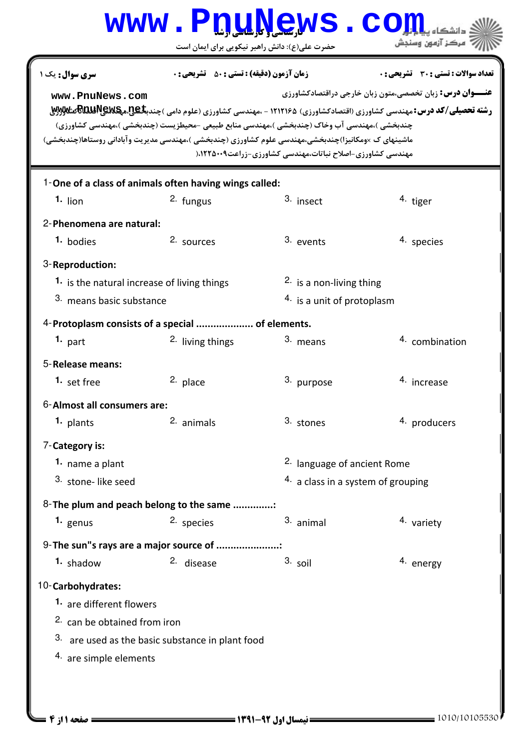کارشناسی و کارشناسی ارشد

حضرت علی(ع): دانش راهبر نیکویی برای ایمان است

دانشگاه پیام نور
مرکز آزمون وسنجش

**سری سوال:** یک ۱ | **زمان آزمون (دقیقه) : تستی :** ۵۰ **تشریحی :** ۰ | **تعداد سوالات : تستی :** ۳۰ **تشریحی :** ۰

**عنـــوان درس:** زبان تخصصی،متون زبان خارجی دراقتصادکشاورزی

**رشته تحصیلی/کد درس:** مهندسی کشاورزی (اقتصادکشاورزی) ۱۲۱۲۱۶۵ - ،مهندسی کشاورزی (علوم دامی )چندبخشی،مهندسی اقتصادکشاورزی چندبخشی )،مهندسی آب وخاک (چندبخشی )،مهندسی منابع طبیعی -محیطزیست (چندبخشی )،مهندسی کشاورزی) ماشینهای ک ×ومکانیزا)چندبخشی،مهندسی علوم کشاورزی (چندبخشی )،مهندسی مدیریت وآبادانی روستاها(چندبخشی) مهندسی کشاورزی-اصلاح نباتات،مهندسی کشاورزی-زراعت۱۲۲۵۰۰۹(

1-**One of a class of animals often having wings called:**

1. lion
2. fungus
3. insect
4. tiger

2-**Phenomena are natural:**

1. bodies
2. sources
3. events
4. species

3-**Reproduction:**

1. is the natural increase of living things
2. is a non-living thing
3. means basic substance
4. is a unit of protoplasm

4-**Protoplasm consists of a special .................... of elements.**

1. part
2. living things
3. means
4. combination

5-**Release means:**

1. set free
2. place
3. purpose
4. increase

6-**Almost all consumers are:**

1. plants
2. animals
3. stones
4. producers

7-**Category is:**

1. name a plant
2. language of ancient Rome
3. stone- like seed
4. a class in a system of grouping

8-**The plum and peach belong to the same ..............:**

1. genus
2. species
3. animal
4. variety

9-**The sun"s rays are a major source of ......................:**

1. shadow
2. disease
3. soil
4. energy

10-**Carbohydrates:**

1. are different flowers
2. can be obtained from iron
3. are used as the basic substance in plant food
4. are simple elements

نیمسال اول ۹۲-۱۳۹۱

1010/10105530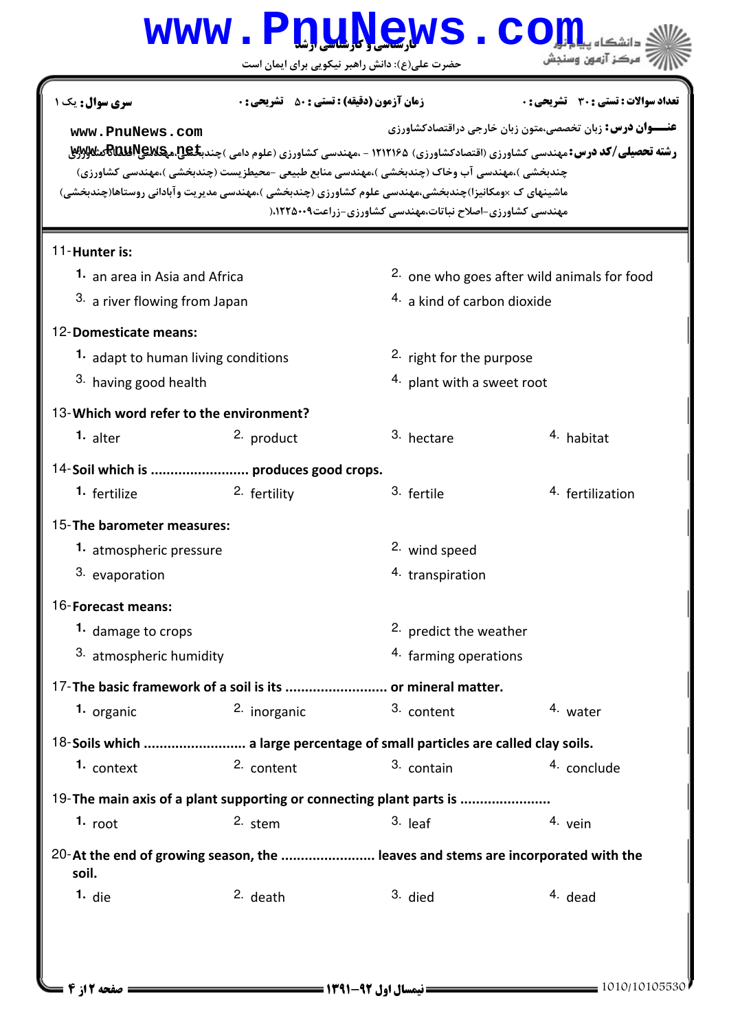**سری سوال:** یک ۱ | **زمان آزمون (دقیقه) : تستی : ۵۰ تشریحی : ۰** | **تعداد سوالات : تستی : ۳۰ تشریحی : ۰**

**عنـــوان درس:** زبان تخصصی،متون زبان خارجی دراقتصادکشاورزی

**رشته تحصیلی/کد درس:** مهندسی کشاورزی (اقتصادکشاورزی) ۱۲۱۲۱۶۵ - ،مهندسی کشاورزی (علوم دامی )چندبخشی،مهندسی اقتصادکشاورزی چندبخشی )،مهندسی آب وخاک (چندبخشی )،مهندسی منابع طبیعی -محیطزیست (چندبخشی )،مهندسی کشاورزی ماشینهای ک ×ومکانیزا)چندبخشی،مهندسی علوم کشاورزی (چندبخشی )،مهندسی مدیریت وآبادانی روستاها(چندبخشی) مهندسی کشاورزی-اصلاح نباتات،مهندسی کشاورزی-زراعت۱۲۲۵۰۰۹(

11- **Hunter is:**

1. an area in Asia and Africa
2. one who goes after wild animals for food
3. a river flowing from Japan
4. a kind of carbon dioxide

12- **Domesticate means:**

1. adapt to human living conditions
2. right for the purpose
3. having good health
4. plant with a sweet root

13- **Which word refer to the environment?**

1. alter
2. product
3. hectare
4. habitat

14- **Soil which is ........................ produces good crops.**

1. fertilize
2. fertility
3. fertile
4. fertilization

15- **The barometer measures:**

1. atmospheric pressure
2. wind speed
3. evaporation
4. transpiration

16- **Forecast means:**

1. damage to crops
2. predict the weather
3. atmospheric humidity
4. farming operations

17- **The basic framework of a soil is its ......................... or mineral matter.**

1. organic
2. inorganic
3. content
4. water

18- **Soils which ......................... a large percentage of small particles are called clay soils.**

1. context
2. content
3. contain
4. conclude

19- **The main axis of a plant supporting or connecting plant parts is ......................**

1. root
2. stem
3. leaf
4. vein

20- **At the end of growing season, the ....................... leaves and stems are incorporated with the soil.**

1. die
2. death
3. died
4. dead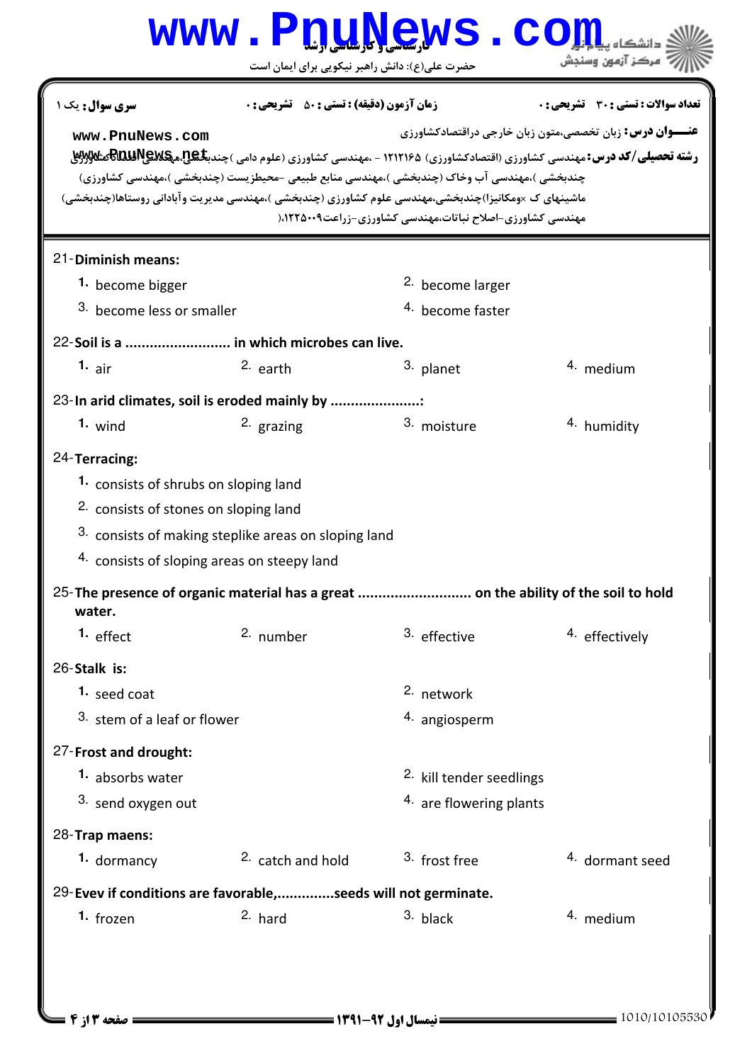21-**Diminish means:**

1. become bigger
2. become larger
3. become less or smaller
4. become faster

22-**Soil is a .......................... in which microbes can live.**

1. air
2. earth
3. planet
4. medium

23-**In arid climates, soil is eroded mainly by ......................:**

1. wind
2. grazing
3. moisture
4. humidity

24-**Terracing:**

1. consists of shrubs on sloping land
2. consists of stones on sloping land
3. consists of making steplike areas on sloping land
4. consists of sloping areas on steepy land

25-**The presence of organic material has a great ............................ on the ability of the soil to hold water.**

1. effect
2. number
3. effective
4. effectively

26-**Stalk is:**

1. seed coat
2. network
3. stem of a leaf or flower
4. angiosperm

27-**Frost and drought:**

1. absorbs water
2. kill tender seedlings
3. send oxygen out
4. are flowering plants

28-**Trap maens:**

1. dormancy
2. catch and hold
3. frost free
4. dormant seed

29-**Evev if conditions are favorable,..............seeds will not germinate.**

1. frozen
2. hard
3. black
4. medium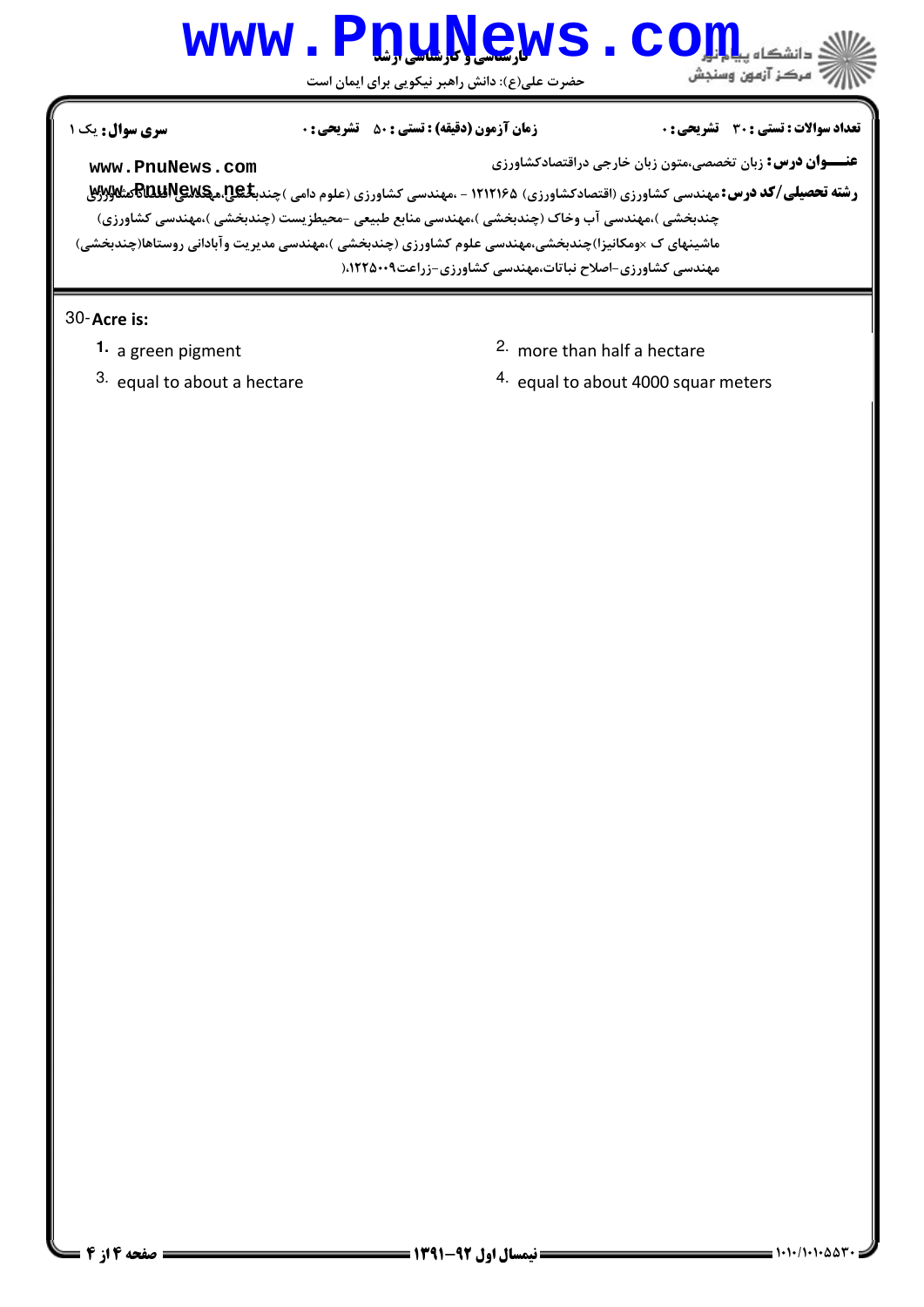**سری سوال:** یک ۱

**زمان آزمون (دقیقه) :** تستی : ۵۰ تشریحی : ۰

**تعداد سوالات :** تستی : ۳۰ تشریحی : ۰

**عنـــوان درس:** زبان تخصصی،متون زبان خارجی دراقتصادکشاورزی

**رشته تحصیلی/کد درس:** مهندسی کشاورزی (اقتصادکشاورزی) ۱۲۱۲۱۶۵ - ،مهندسی کشاورزی (علوم دامی )چندبخشی،مهندسی اقتصادکشاورزی چندبخشی )،مهندسی آب وخاک (چندبخشی )،مهندسی منابع طبیعی -محیطزیست (چندبخشی )،مهندسی کشاورزی) ماشینهای ک ×ومکانیزا)چندبخشی،مهندسی علوم کشاورزی (چندبخشی )،مهندسی مدیریت وآبادانی روستاها(چندبخشی) مهندسی کشاورزی-اصلاح نباتات،مهندسی کشاورزی-زراعت۱۲۲۵۰۰۹،(

30-**Acre is:**

1. a green pigment
2. more than half a hectare
3. equal to about a hectare
4. equal to about 4000 squar meters